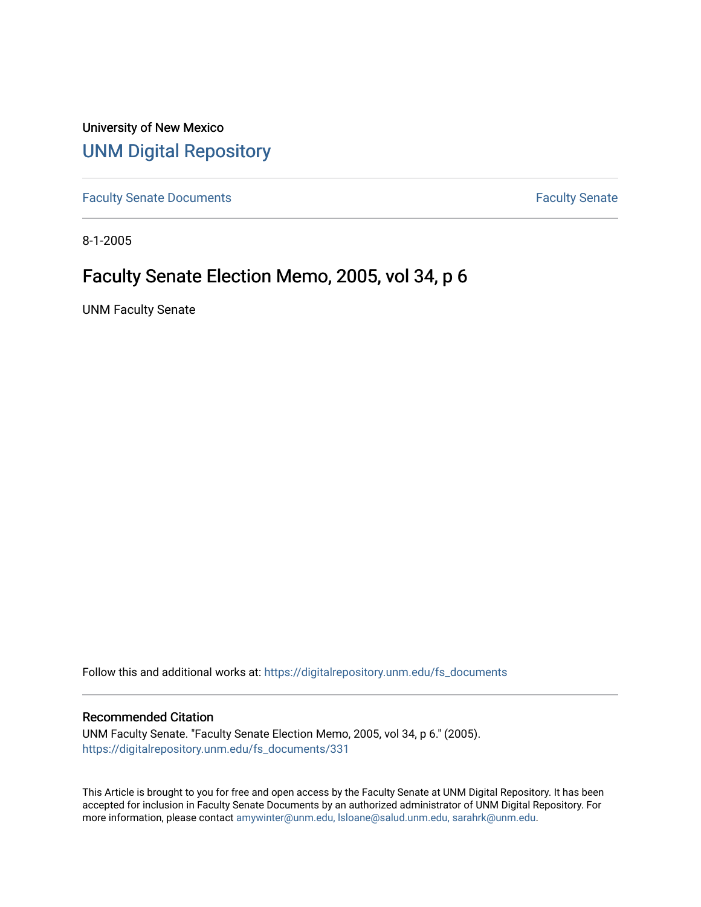University of New Mexico

# UNM Digital Repository

Faculty Senate Documents | Faculty Senate

8-1-2005

## Faculty Senate Election Memo, 2005, vol 34, p 6

UNM Faculty Senate

Follow this and additional works at: https://digitalrepository.unm.edu/fs_documents

### Recommended Citation

UNM Faculty Senate. "Faculty Senate Election Memo, 2005, vol 34, p 6." (2005). https://digitalrepository.unm.edu/fs_documents/331

This Article is brought to you for free and open access by the Faculty Senate at UNM Digital Repository. It has been accepted for inclusion in Faculty Senate Documents by an authorized administrator of UNM Digital Repository. For more information, please contact amywinter@unm.edu, lsloane@salud.unm.edu, sarahrk@unm.edu.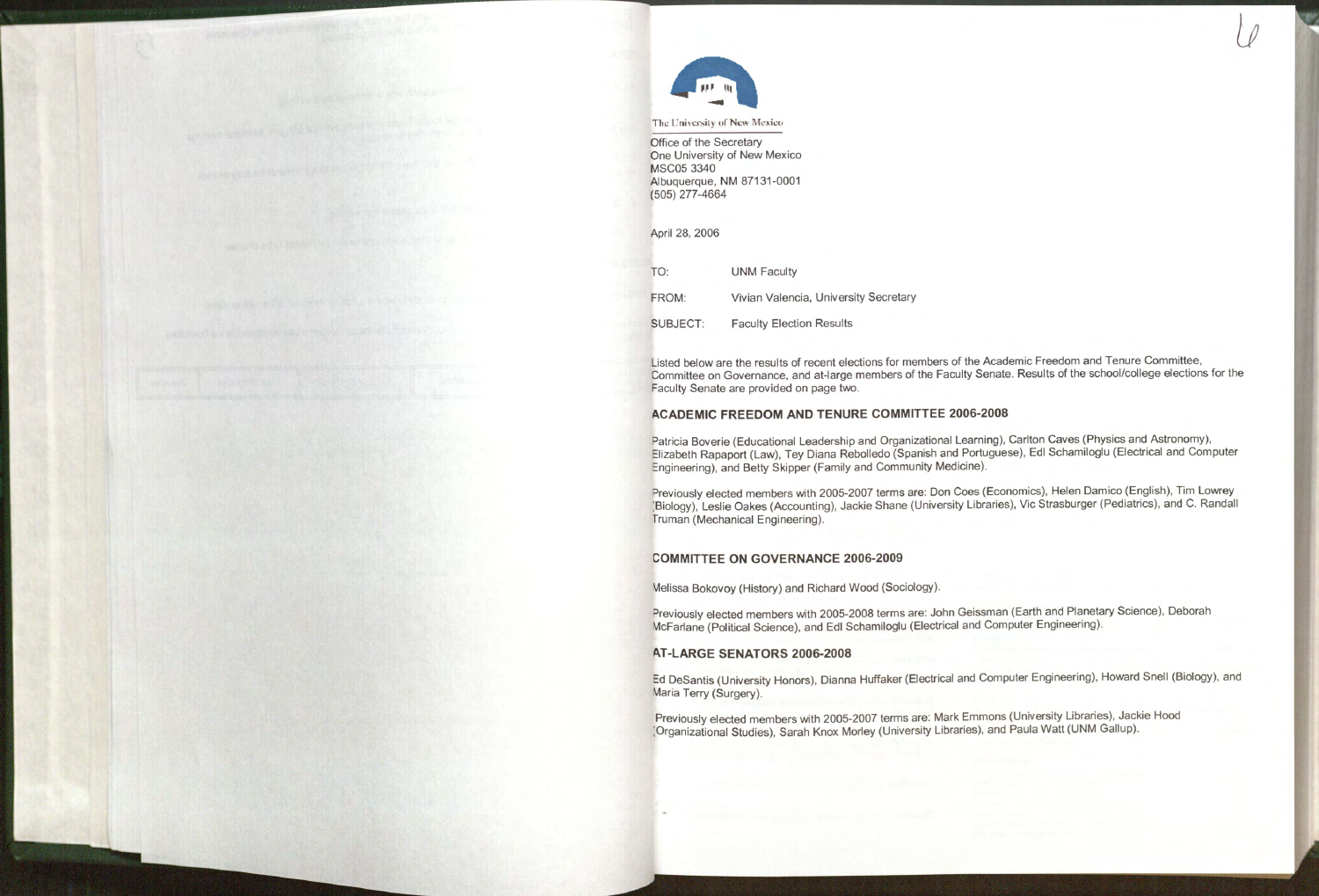The University of New Mexico

Office of the Secretary
One University of New Mexico
MSC05 3340
Albuquerque, NM 87131-0001
(505) 277-4664

April 28, 2006

TO: UNM Faculty

FROM: Vivian Valencia, University Secretary

SUBJECT: Faculty Election Results

Listed below are the results of recent elections for members of the Academic Freedom and Tenure Committee, Committee on Governance, and at-large members of the Faculty Senate. Results of the school/college elections for the Faculty Senate are provided on page two.

## ACADEMIC FREEDOM AND TENURE COMMITTEE 2006-2008

Patricia Boverie (Educational Leadership and Organizational Learning), Carlton Caves (Physics and Astronomy), Elizabeth Rapaport (Law), Tey Diana Rebolledo (Spanish and Portuguese), Edl Schamiloglu (Electrical and Computer Engineering), and Betty Skipper (Family and Community Medicine).

Previously elected members with 2005-2007 terms are: Don Coes (Economics), Helen Damico (English), Tim Lowrey (Biology), Leslie Oakes (Accounting), Jackie Shane (University Libraries), Vic Strasburger (Pediatrics), and C. Randall Truman (Mechanical Engineering).

## COMMITTEE ON GOVERNANCE 2006-2009

Melissa Bokovoy (History) and Richard Wood (Sociology).

Previously elected members with 2005-2008 terms are: John Geissman (Earth and Planetary Science), Deborah McFarlane (Political Science), and Edl Schamiloglu (Electrical and Computer Engineering).

## AT-LARGE SENATORS 2006-2008

Ed DeSantis (University Honors), Dianna Huffaker (Electrical and Computer Engineering), Howard Snell (Biology), and Maria Terry (Surgery).

Previously elected members with 2005-2007 terms are: Mark Emmons (University Libraries), Jackie Hood (Organizational Studies), Sarah Knox Morley (University Libraries), and Paula Watt (UNM Gallup).